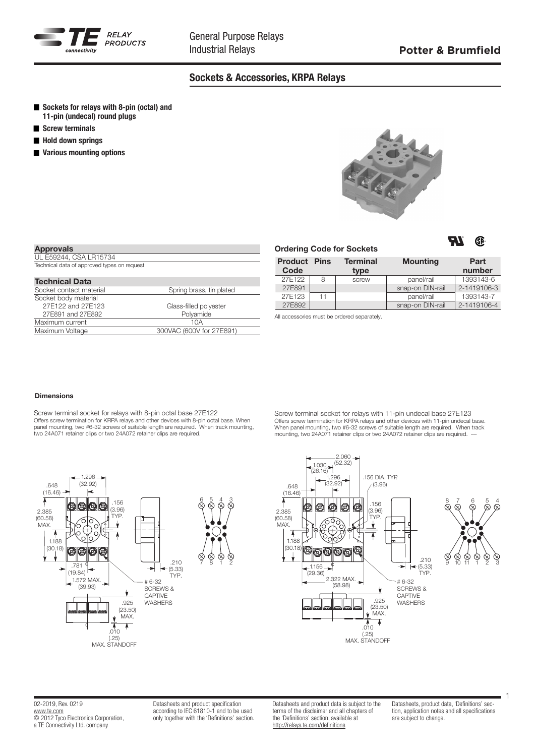General Purpose Relays
Industrial Relays

**Potter & Brumfield**

## Sockets & Accessories, KRPA Relays

- **Sockets for relays with 8-pin (octal) and 11-pin (undecal) round plugs**
- **Screw terminals**
- **Hold down springs**
- **Various mounting options**

| **Approvals** |
|---|
| UL E59244, CSA LR15734 |
| Technical data of approved types on request |

| **Technical Data** | |
|---|---|
| Socket contact material | Spring brass, tin plated |
| Socket body material | |
| 27E122 and 27E123 | Glass-filled polyester |
| 27E891 and 27E892 | Polyamide |
| Maximum current | 10A |
| Maximum Voltage | 300VAC (600V for 27E891) |

**Ordering Code for Sockets**

| Product Code | Pins | Terminal type | Mounting | Part number |
|---|---|---|---|---|
| 27E122 | 8 | screw | panel/rail | 1393143-6 |
| 27E891 | | | snap-on DIN-rail | 2-1419106-3 |
| 27E123 | 11 | | panel/rail | 1393143-7 |
| 27E892 | | | snap-on DIN-rail | 2-1419106-4 |

All accessories must be ordered separately.

### Dimensions

Screw terminal socket for relays with 8-pin octal base 27E122
Offers screw termination for KRPA relays and other devices with 8-pin octal base. When panel mounting, two #6-32 screws of suitable length are required. When track mounting, two 24A071 retainer clips or two 24A072 retainer clips are required.

1.296 (32.92); .648 (16.46); 2.385 (60.58) MAX.; 1.188 (30.18); .156 (3.96) TYP.; .781 (19.84); 1.572 MAX. (39.93); .210 (5.33) TYP.; # 6-32 SCREWS & CAPTIVE WASHERS; .925 (23.50) MAX.; .010 (.25) MAX. STANDOFF

Screw terminal socket for relays with 11-pin undecal base 27E123
Offers screw termination for KRPA relays and other devices with 11-pin undecal base. When panel mounting, two #6-32 screws of suitable length are required. When track mounting, two 24A071 retainer clips or two 24A072 retainer clips are required.

2.060 (52.32); 1.030 (26.16); 1.296 (32.92); .156 DIA. TYP. (3.96); .648 (16.46); 2.385 (60.58) MAX.; 1.188 (30.18); .156 (3.96) TYP.; 1.156 (29.36); 2.322 MAX. (58.98); .210 (5.33) TYP.; # 6-32 SCREWS & CAPTIVE WASHERS; .925 (23.50) MAX.; .010 (.25) MAX. STANDOFF

02-2019, Rev. 0219
www.te.com
© 2012 Tyco Electronics Corporation, a TE Connectivity Ltd. company

Datasheets and product specification according to IEC 61810-1 and to be used only together with the 'Definitions' section.

Datasheets and product data is subject to the terms of the disclaimer and all chapters of the 'Definitions' section, available at http://relays.te.com/definitions

Datasheets, product data, 'Definitions' section, application notes and all specifications are subject to change.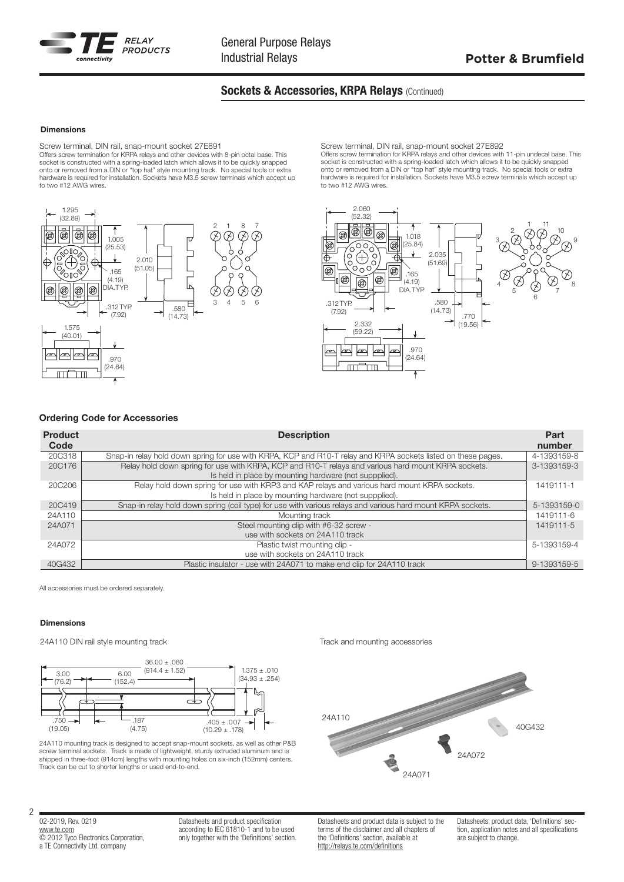## Sockets & Accessories, KRPA Relays (Continued)

### Dimensions

Screw terminal, DIN rail, snap-mount socket 27E891

Offers screw termination for KRPA relays and other devices with 8-pin octal base. This socket is constructed with a spring-loaded latch which allows it to be quickly snapped onto or removed from a DIN or "top hat" style mounting track. No special tools or extra hardware is required for installation. Sockets have M3.5 screw terminals which accept up to two #12 AWG wires.

1.295 (32.89)
1.005 (25.53)
.165 (4.19) DIA.TYP.
.312 TYP. (7.92)
2.010 (51.05)
.580 (14.73)
1.575 (40.01)
.970 (24.64)
2 1 8 7
3 4 5 6

Screw terminal, DIN rail, snap-mount socket 27E892

Offers screw termination for KRPA relays and other devices with 11-pin undecal base. This socket is constructed with a spring-loaded latch which allows it to be quickly snapped onto or removed from a DIN or "top hat" style mounting track. No special tools or extra hardware is required for installation. Sockets have M3.5 screw terminals which accept up to two #12 AWG wires.

2.060 (52.32)
1.018 (25.84)
.165 (4.19) DIA.TYP
.312 TYP. (7.92)
2.035 (51.69)
.580 (14.73)
.770 (19.56)
2.332 (59.22)
.970 (24.64)
1 2 3 4 5 6 7 8 9 10 11

### Ordering Code for Accessories

| Product Code | Description | Part number |
|---|---|---|
| 20C318 | Snap-in relay hold down spring for use with KRPA, KCP and R10-T relay and KRPA sockets listed on these pages. | 4-1393159-8 |
| 20C176 | Relay hold down spring for use with KRPA, KCP and R10-T relays and various hard mount KRPA sockets. Is held in place by mounting hardware (not suppplied). | 3-1393159-3 |
| 20C206 | Relay hold down spring for use with KRP3 and KAP relays and various hard mount KRPA sockets. Is held in place by mounting hardware (not suppplied). | 1419111-1 |
| 20C419 | Snap-in relay hold down spring (coil type) for use with various relays and various hard mount KRPA sockets. | 5-1393159-0 |
| 24A110 | Mounting track | 1419111-6 |
| 24A071 | Steel mounting clip with #6-32 screw - use with sockets on 24A110 track | 1419111-5 |
| 24A072 | Plastic twist mounting clip - use with sockets on 24A110 track | 5-1393159-4 |
| 40G432 | Plastic insulator - use with 24A071 to make end clip for 24A110 track | 9-1393159-5 |

All accessories must be ordered separately.

### Dimensions

24A110 DIN rail style mounting track

36.00 ± .060 (914.4 ± 1.52)
3.00 (76.2)
6.00 (152.4)
1.375 ± .010 (34.93 ± .254)
.750 (19.05)
.187 (4.75)
.405 ± .007 (10.29 ± .178)

24A110 mounting track is designed to accept snap-mount sockets, as well as other P&B screw terminal sockets. Track is made of lightweight, sturdy extruded aluminum and is shipped in three-foot (914cm) lengths with mounting holes on six-inch (152mm) centers. Track can be cut to shorter lengths or used end-to-end.

Track and mounting accessories

24A110
40G432
24A072
24A071

02-2019, Rev. 0219
www.te.com
© 2012 Tyco Electronics Corporation, a TE Connectivity Ltd. company

Datasheets and product specification according to IEC 61810-1 and to be used only together with the 'Definitions' section.

Datasheets and product data is subject to the terms of the disclaimer and all chapters of the 'Definitions' section, available at http://relays.te.com/definitions

Datasheets, product data, 'Definitions' section, application notes and all specifications are subject to change.